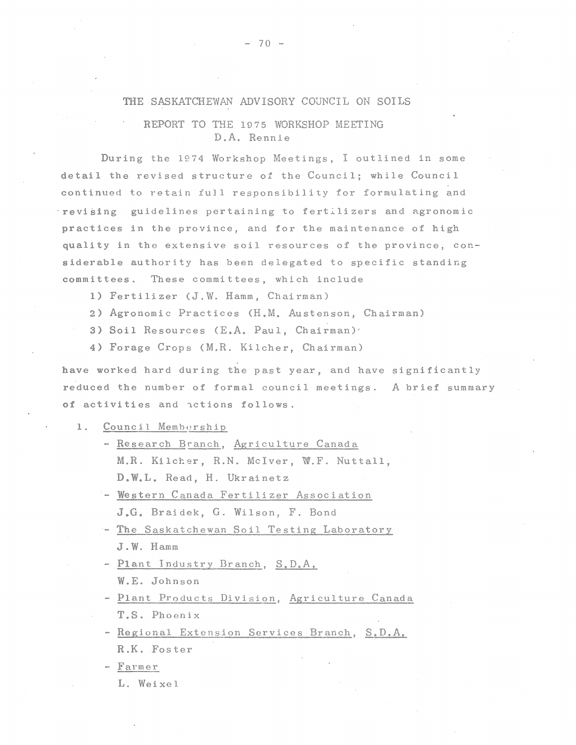# THE SASKATCHEWAN ADVISORY COUNCIL ON SOILS

## REPORT TO THE 1975 WORKSHOP MEETING

D.A. Rennie

During the 1974 Workshop Meetings, I outlined in some detail the revised structure of the Council; while Council continued to retain full responsibility for formulating and revising guidelines pertaining to fertilizers and agronomic practices in the province, and for the maintenance of high quality in the extensive soil resources of the province, considerable authority has been delegated to specific standing committees. These committees, which include

1) Fertilizer (J.W. Hamm, Chairman)
2) Agronomic Practices (H.M. Austenson, Chairman)
3) Soil Resources (E.A. Paul, Chairman)
4) Forage Crops (M.R. Kilcher, Chairman)

have worked hard during the past year, and have significantly reduced the number of formal council meetings. A brief summary of activities and actions follows.

1. Council Membership
   - Research Branch, Agriculture Canada
     M.R. Kilcher, R.N. McIver, W.F. Nuttall, D.W.L. Read, H. Ukrainetz
   - Western Canada Fertilizer Association
     J.G. Braidek, G. Wilson, F. Bond
   - The Saskatchewan Soil Testing Laboratory
     J.W. Hamm
   - Plant Industry Branch, S.D.A.
     W.E. Johnson
   - Plant Products Division, Agriculture Canada
     T.S. Phoenix
   - Regional Extension Services Branch, S.D.A.
     R.K. Foster
   - Farmer
     L. Weixel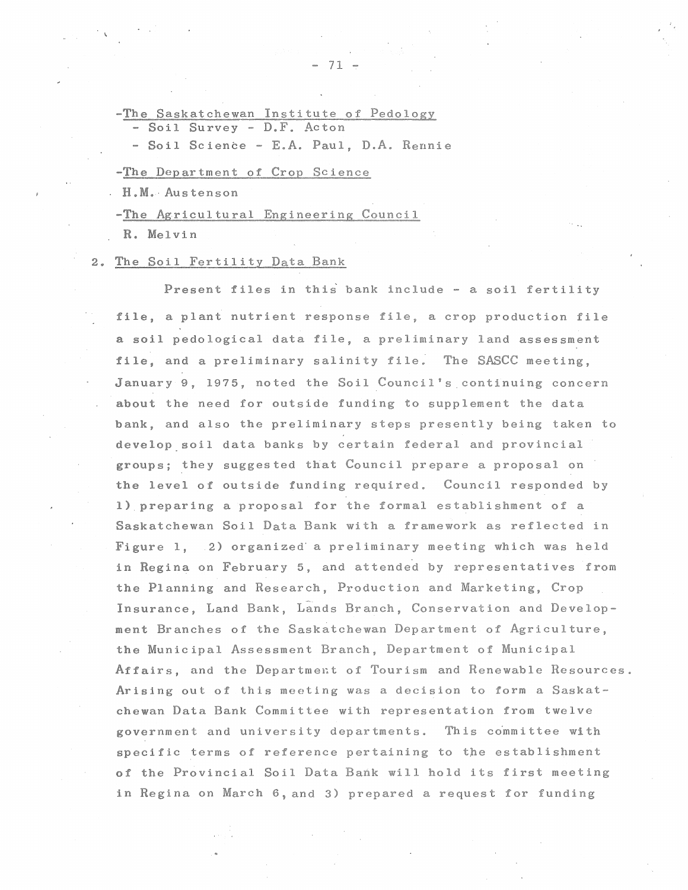-<u>The Saskatchewan Institute of Pedology</u>
- Soil Survey - D.F. Acton
- Soil Science - E.A. Paul, D.A. Rennie

-<u>The Department of Crop Science</u>

H.M. Austenson

-<u>The Agricultural Engineering Council</u>

R. Melvin

2. <u>The Soil Fertility Data Bank</u>

Present files in this bank include - a soil fertility file, a plant nutrient response file, a crop production file a soil pedological data file, a preliminary land assessment file, and a preliminary salinity file. The SASCC meeting, January 9, 1975, noted the Soil Council's continuing concern about the need for outside funding to supplement the data bank, and also the preliminary steps presently being taken to develop soil data banks by certain federal and provincial groups; they suggested that Council prepare a proposal on the level of outside funding required. Council responded by 1) preparing a proposal for the formal establishment of a Saskatchewan Soil Data Bank with a framework as reflected in Figure 1, 2) organized a preliminary meeting which was held in Regina on February 5, and attended by representatives from the Planning and Research, Production and Marketing, Crop Insurance, Land Bank, Lands Branch, Conservation and Development Branches of the Saskatchewan Department of Agriculture, the Municipal Assessment Branch, Department of Municipal Affairs, and the Department of Tourism and Renewable Resources. Arising out of this meeting was a decision to form a Saskatchewan Data Bank Committee with representation from twelve government and university departments. This committee with specific terms of reference pertaining to the establishment of the Provincial Soil Data Bank will hold its first meeting in Regina on March 6, and 3) prepared a request for funding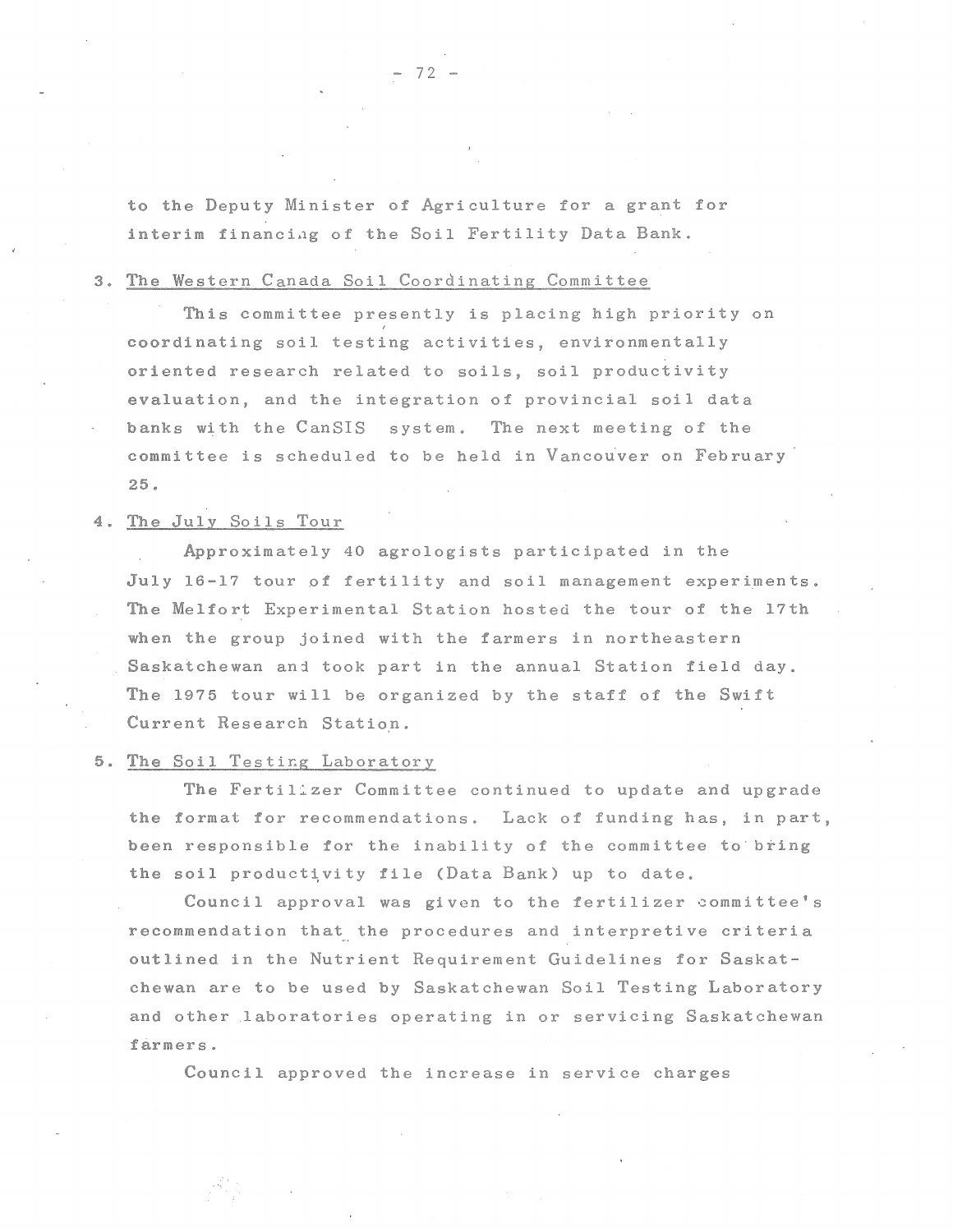to the Deputy Minister of Agriculture for a grant for interim financing of the Soil Fertility Data Bank.

3. The Western Canada Soil Coordinating Committee

This committee presently is placing high priority on coordinating soil testing activities, environmentally oriented research related to soils, soil productivity evaluation, and the integration of provincial soil data banks with the CanSIS system. The next meeting of the committee is scheduled to be held in Vancouver on February 25.

4. The July Soils Tour

Approximately 40 agrologists participated in the July 16-17 tour of fertility and soil management experiments. The Melfort Experimental Station hosted the tour of the 17th when the group joined with the farmers in northeastern Saskatchewan and took part in the annual Station field day. The 1975 tour will be organized by the staff of the Swift Current Research Station.

5. The Soil Testing Laboratory

The Fertilizer Committee continued to update and upgrade the format for recommendations. Lack of funding has, in part, been responsible for the inability of the committee to bring the soil productivity file (Data Bank) up to date.

Council approval was given to the fertilizer committee's recommendation that the procedures and interpretive criteria outlined in the Nutrient Requirement Guidelines for Saskatchewan are to be used by Saskatchewan Soil Testing Laboratory and other laboratories operating in or servicing Saskatchewan farmers.

Council approved the increase in service charges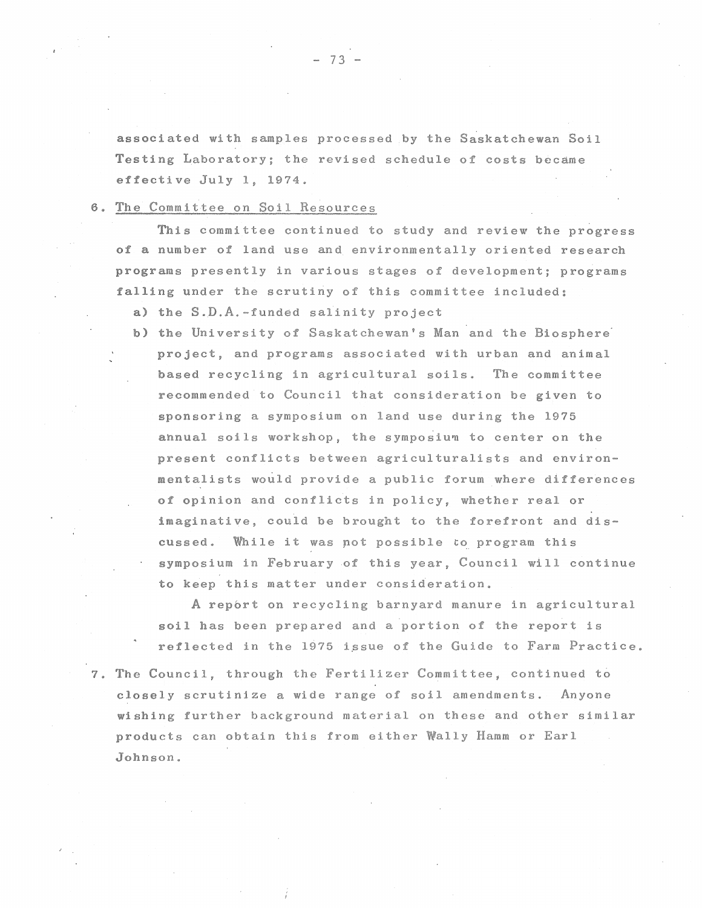associated with samples processed by the Saskatchewan Soil Testing Laboratory; the revised schedule of costs became effective July 1, 1974.

6. <u>The Committee on Soil Resources</u>

   This committee continued to study and review the progress of a number of land use and environmentally oriented research programs presently in various stages of development; programs falling under the scrutiny of this committee included:

   a) the S.D.A.-funded salinity project

   b) the University of Saskatchewan's Man and the Biosphere project, and programs associated with urban and animal based recycling in agricultural soils. The committee recommended to Council that consideration be given to sponsoring a symposium on land use during the 1975 annual soils workshop, the symposium to center on the present conflicts between agriculturalists and environmentalists would provide a public forum where differences of opinion and conflicts in policy, whether real or imaginative, could be brought to the forefront and discussed. While it was not possible to program this symposium in February of this year, Council will continue to keep this matter under consideration.

      A report on recycling barnyard manure in agricultural soil has been prepared and a portion of the report is reflected in the 1975 issue of the Guide to Farm Practice.

7. The Council, through the Fertilizer Committee, continued to closely scrutinize a wide range of soil amendments. Anyone wishing further background material on these and other similar products can obtain this from either Wally Hamm or Earl Johnson.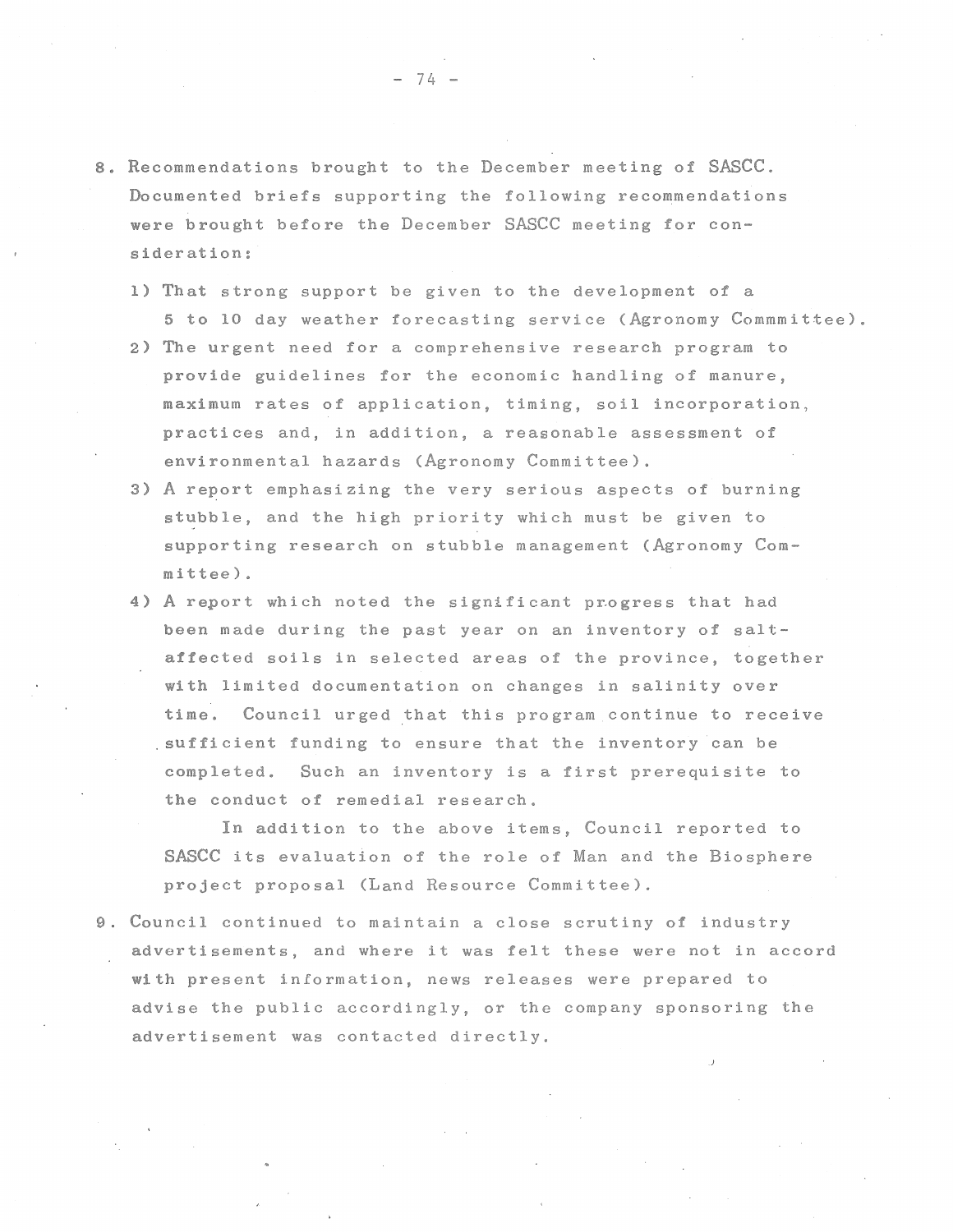8. Recommendations brought to the December meeting of SASCC. Documented briefs supporting the following recommendations were brought before the December SASCC meeting for consideration:

   1) That strong support be given to the development of a 5 to 10 day weather forecasting service (Agronomy Commmittee).
   2) The urgent need for a comprehensive research program to provide guidelines for the economic handling of manure, maximum rates of application, timing, soil incorporation, practices and, in addition, a reasonable assessment of environmental hazards (Agronomy Committee).
   3) A report emphasizing the very serious aspects of burning stubble, and the high priority which must be given to supporting research on stubble management (Agronomy Committee).
   4) A report which noted the significant progress that had been made during the past year on an inventory of salt-affected soils in selected areas of the province, together with limited documentation on changes in salinity over time. Council urged that this program continue to receive sufficient funding to ensure that the inventory can be completed. Such an inventory is a first prerequisite to the conduct of remedial research.

   In addition to the above items, Council reported to SASCC its evaluation of the role of Man and the Biosphere project proposal (Land Resource Committee).

9. Council continued to maintain a close scrutiny of industry advertisements, and where it was felt these were not in accord with present information, news releases were prepared to advise the public accordingly, or the company sponsoring the advertisement was contacted directly.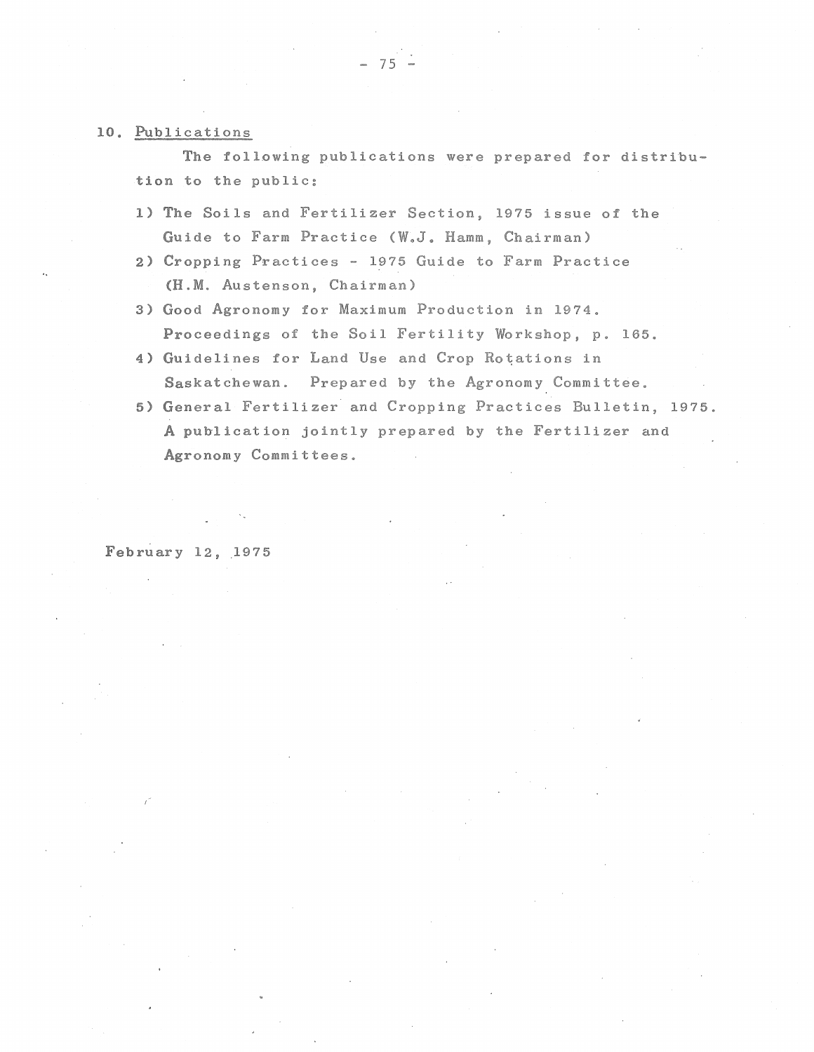## 10. Publications

The following publications were prepared for distribution to the public:

1) The Soils and Fertilizer Section, 1975 issue of the Guide to Farm Practice (W.J. Hamm, Chairman)
2) Cropping Practices - 1975 Guide to Farm Practice (H.M. Austenson, Chairman)
3) Good Agronomy for Maximum Production in 1974. Proceedings of the Soil Fertility Workshop, p. 165.
4) Guidelines for Land Use and Crop Rotations in Saskatchewan. Prepared by the Agronomy Committee.
5) General Fertilizer and Cropping Practices Bulletin, 1975. A publication jointly prepared by the Fertilizer and Agronomy Committees.

February 12, 1975